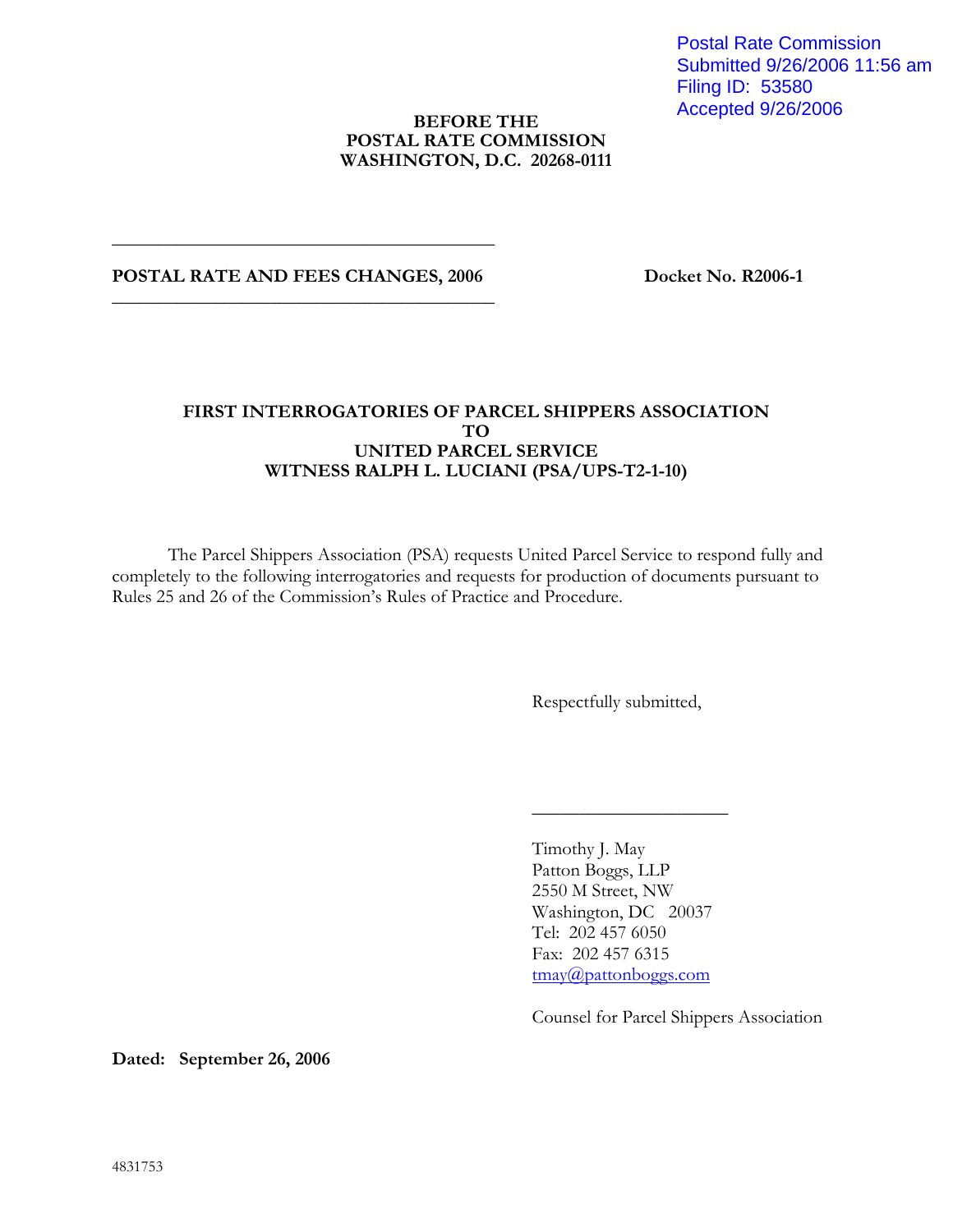Postal Rate Commission
Submitted 9/26/2006 11:56 am
Filing ID: 53580
Accepted 9/26/2006

**BEFORE THE**
**POSTAL RATE COMMISSION**
**WASHINGTON, D.C. 20268-0111**

---

**POSTAL RATE AND FEES CHANGES, 2006** **Docket No. R2006-1**

---

**FIRST INTERROGATORIES OF PARCEL SHIPPERS ASSOCIATION**
**TO**
**UNITED PARCEL SERVICE**
**WITNESS RALPH L. LUCIANI (PSA/UPS-T2-1-10)**

The Parcel Shippers Association (PSA) requests United Parcel Service to respond fully and completely to the following interrogatories and requests for production of documents pursuant to Rules 25 and 26 of the Commission's Rules of Practice and Procedure.

Respectfully submitted,

\_\_\_\_\_\_\_\_\_\_\_\_\_\_\_\_\_\_\_\_

Timothy J. May
Patton Boggs, LLP
2550 M Street, NW
Washington, DC 20037
Tel: 202 457 6050
Fax: 202 457 6315
tmay@pattonboggs.com

Counsel for Parcel Shippers Association

**Dated: September 26, 2006**

4831753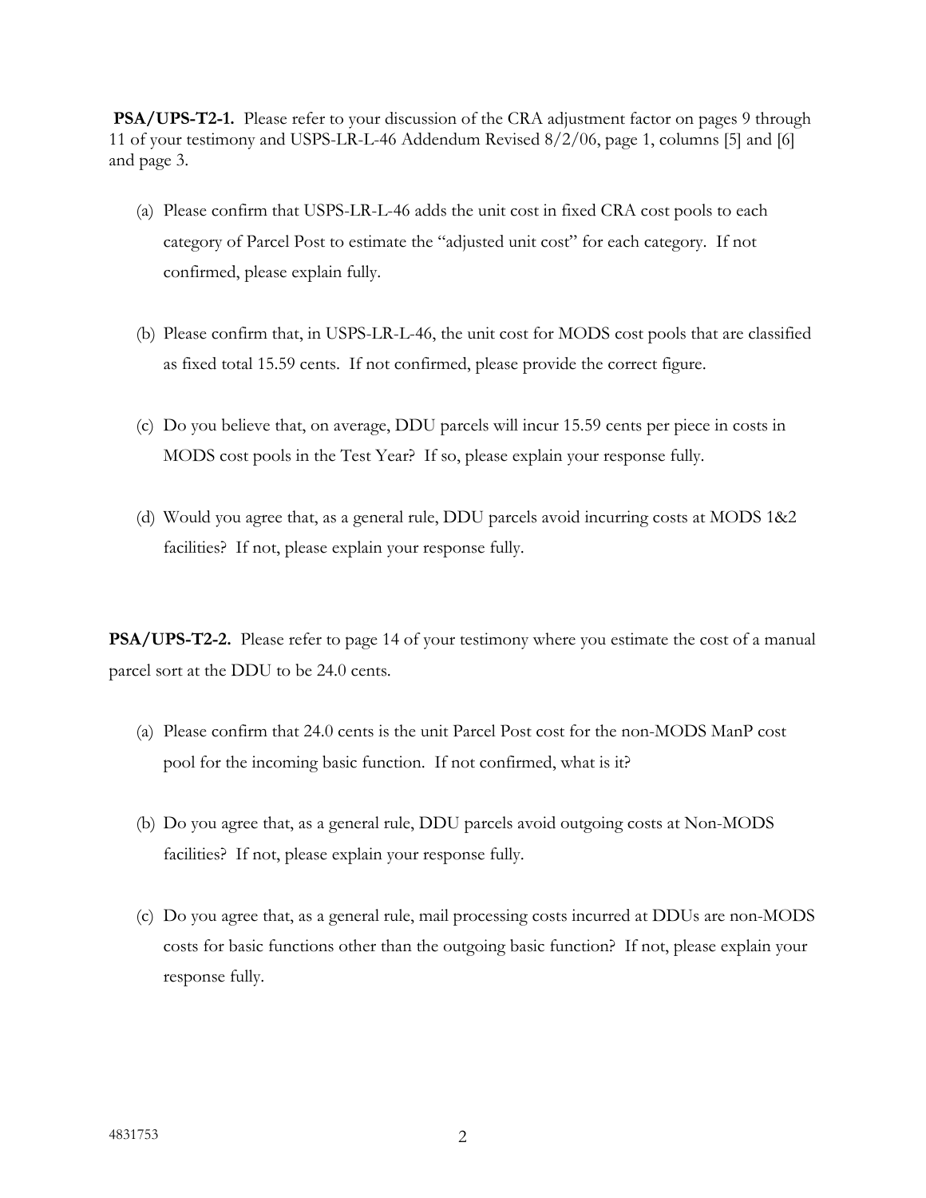**PSA/UPS-T2-1.** Please refer to your discussion of the CRA adjustment factor on pages 9 through 11 of your testimony and USPS-LR-L-46 Addendum Revised 8/2/06, page 1, columns [5] and [6] and page 3.

(a) Please confirm that USPS-LR-L-46 adds the unit cost in fixed CRA cost pools to each category of Parcel Post to estimate the "adjusted unit cost" for each category. If not confirmed, please explain fully.

(b) Please confirm that, in USPS-LR-L-46, the unit cost for MODS cost pools that are classified as fixed total 15.59 cents. If not confirmed, please provide the correct figure.

(c) Do you believe that, on average, DDU parcels will incur 15.59 cents per piece in costs in MODS cost pools in the Test Year? If so, please explain your response fully.

(d) Would you agree that, as a general rule, DDU parcels avoid incurring costs at MODS 1&2 facilities? If not, please explain your response fully.

**PSA/UPS-T2-2.** Please refer to page 14 of your testimony where you estimate the cost of a manual parcel sort at the DDU to be 24.0 cents.

(a) Please confirm that 24.0 cents is the unit Parcel Post cost for the non-MODS ManP cost pool for the incoming basic function. If not confirmed, what is it?

(b) Do you agree that, as a general rule, DDU parcels avoid outgoing costs at Non-MODS facilities? If not, please explain your response fully.

(c) Do you agree that, as a general rule, mail processing costs incurred at DDUs are non-MODS costs for basic functions other than the outgoing basic function? If not, please explain your response fully.

4831753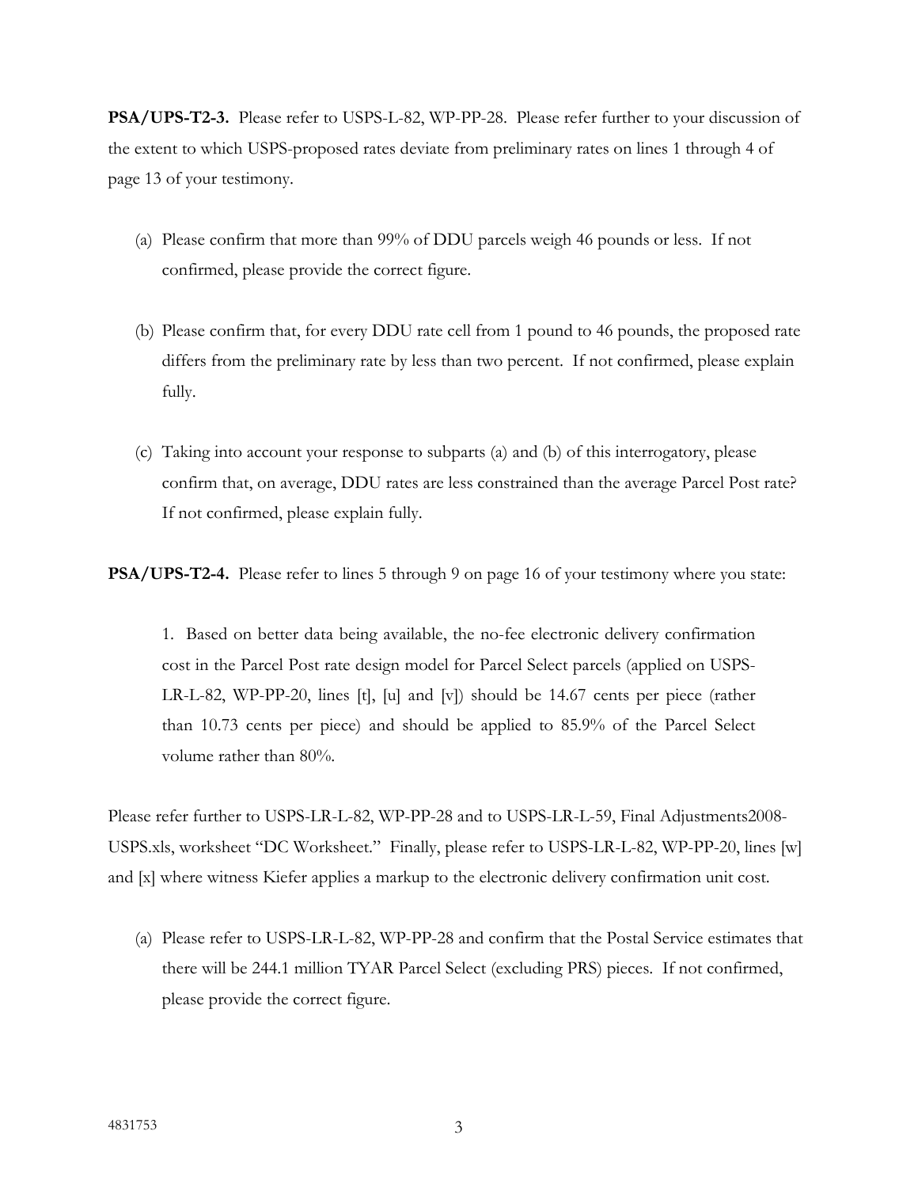**PSA/UPS-T2-3.** Please refer to USPS-L-82, WP-PP-28. Please refer further to your discussion of the extent to which USPS-proposed rates deviate from preliminary rates on lines 1 through 4 of page 13 of your testimony.

(a) Please confirm that more than 99% of DDU parcels weigh 46 pounds or less. If not confirmed, please provide the correct figure.

(b) Please confirm that, for every DDU rate cell from 1 pound to 46 pounds, the proposed rate differs from the preliminary rate by less than two percent. If not confirmed, please explain fully.

(c) Taking into account your response to subparts (a) and (b) of this interrogatory, please confirm that, on average, DDU rates are less constrained than the average Parcel Post rate? If not confirmed, please explain fully.

**PSA/UPS-T2-4.** Please refer to lines 5 through 9 on page 16 of your testimony where you state:

> 1. Based on better data being available, the no-fee electronic delivery confirmation cost in the Parcel Post rate design model for Parcel Select parcels (applied on USPS-LR-L-82, WP-PP-20, lines [t], [u] and [v]) should be 14.67 cents per piece (rather than 10.73 cents per piece) and should be applied to 85.9% of the Parcel Select volume rather than 80%.

Please refer further to USPS-LR-L-82, WP-PP-28 and to USPS-LR-L-59, Final Adjustments2008-USPS.xls, worksheet "DC Worksheet." Finally, please refer to USPS-LR-L-82, WP-PP-20, lines [w] and [x] where witness Kiefer applies a markup to the electronic delivery confirmation unit cost.

(a) Please refer to USPS-LR-L-82, WP-PP-28 and confirm that the Postal Service estimates that there will be 244.1 million TYAR Parcel Select (excluding PRS) pieces. If not confirmed, please provide the correct figure.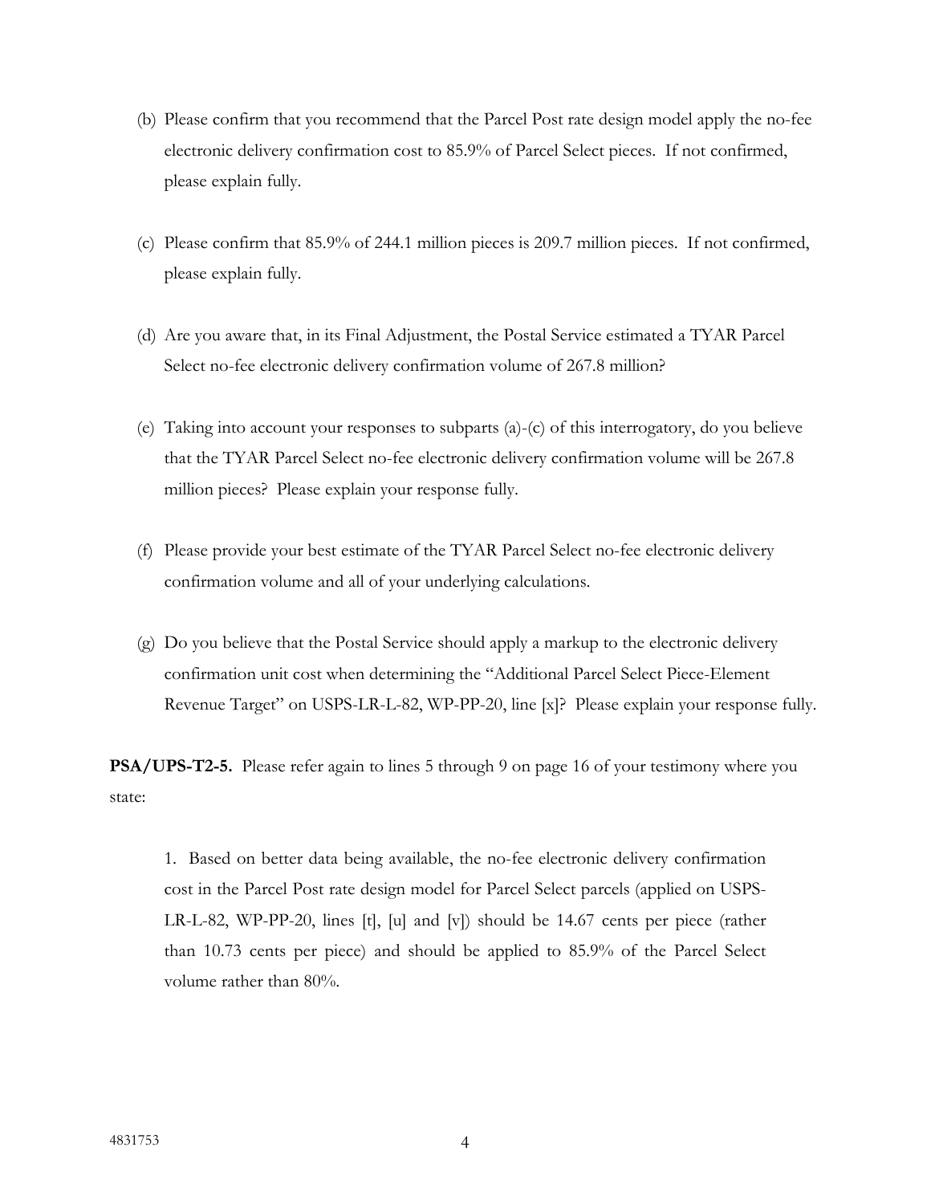(b) Please confirm that you recommend that the Parcel Post rate design model apply the no-fee electronic delivery confirmation cost to 85.9% of Parcel Select pieces. If not confirmed, please explain fully.

(c) Please confirm that 85.9% of 244.1 million pieces is 209.7 million pieces. If not confirmed, please explain fully.

(d) Are you aware that, in its Final Adjustment, the Postal Service estimated a TYAR Parcel Select no-fee electronic delivery confirmation volume of 267.8 million?

(e) Taking into account your responses to subparts (a)-(c) of this interrogatory, do you believe that the TYAR Parcel Select no-fee electronic delivery confirmation volume will be 267.8 million pieces? Please explain your response fully.

(f) Please provide your best estimate of the TYAR Parcel Select no-fee electronic delivery confirmation volume and all of your underlying calculations.

(g) Do you believe that the Postal Service should apply a markup to the electronic delivery confirmation unit cost when determining the "Additional Parcel Select Piece-Element Revenue Target" on USPS-LR-L-82, WP-PP-20, line [x]? Please explain your response fully.

**PSA/UPS-T2-5.** Please refer again to lines 5 through 9 on page 16 of your testimony where you state:

> 1. Based on better data being available, the no-fee electronic delivery confirmation cost in the Parcel Post rate design model for Parcel Select parcels (applied on USPS-LR-L-82, WP-PP-20, lines [t], [u] and [v]) should be 14.67 cents per piece (rather than 10.73 cents per piece) and should be applied to 85.9% of the Parcel Select volume rather than 80%.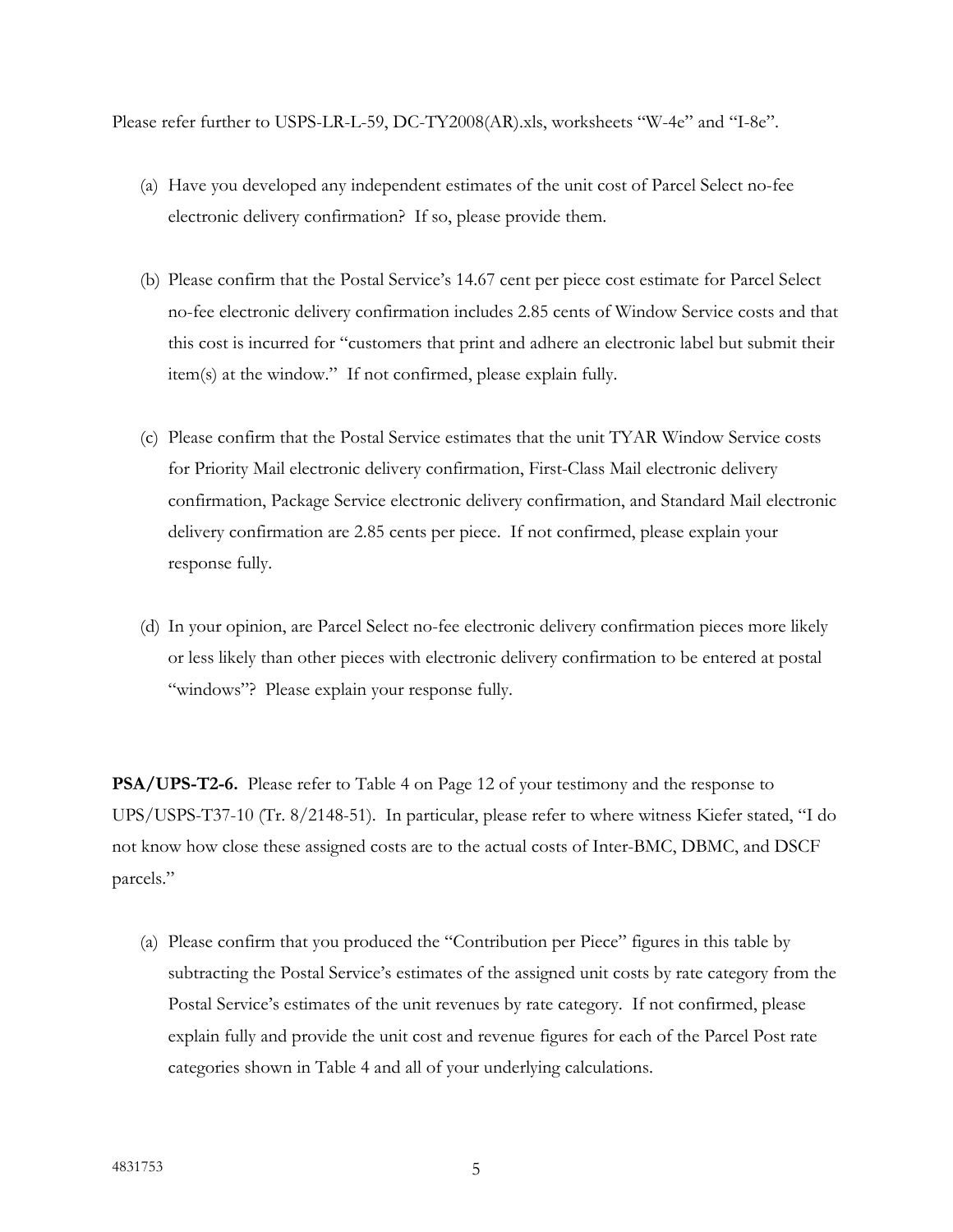Please refer further to USPS-LR-L-59, DC-TY2008(AR).xls, worksheets "W-4e" and "I-8e".

(a) Have you developed any independent estimates of the unit cost of Parcel Select no-fee electronic delivery confirmation? If so, please provide them.

(b) Please confirm that the Postal Service's 14.67 cent per piece cost estimate for Parcel Select no-fee electronic delivery confirmation includes 2.85 cents of Window Service costs and that this cost is incurred for "customers that print and adhere an electronic label but submit their item(s) at the window." If not confirmed, please explain fully.

(c) Please confirm that the Postal Service estimates that the unit TYAR Window Service costs for Priority Mail electronic delivery confirmation, First-Class Mail electronic delivery confirmation, Package Service electronic delivery confirmation, and Standard Mail electronic delivery confirmation are 2.85 cents per piece. If not confirmed, please explain your response fully.

(d) In your opinion, are Parcel Select no-fee electronic delivery confirmation pieces more likely or less likely than other pieces with electronic delivery confirmation to be entered at postal "windows"? Please explain your response fully.

**PSA/UPS-T2-6.** Please refer to Table 4 on Page 12 of your testimony and the response to UPS/USPS-T37-10 (Tr. 8/2148-51). In particular, please refer to where witness Kiefer stated, "I do not know how close these assigned costs are to the actual costs of Inter-BMC, DBMC, and DSCF parcels."

(a) Please confirm that you produced the "Contribution per Piece" figures in this table by subtracting the Postal Service's estimates of the assigned unit costs by rate category from the Postal Service's estimates of the unit revenues by rate category. If not confirmed, please explain fully and provide the unit cost and revenue figures for each of the Parcel Post rate categories shown in Table 4 and all of your underlying calculations.

4831753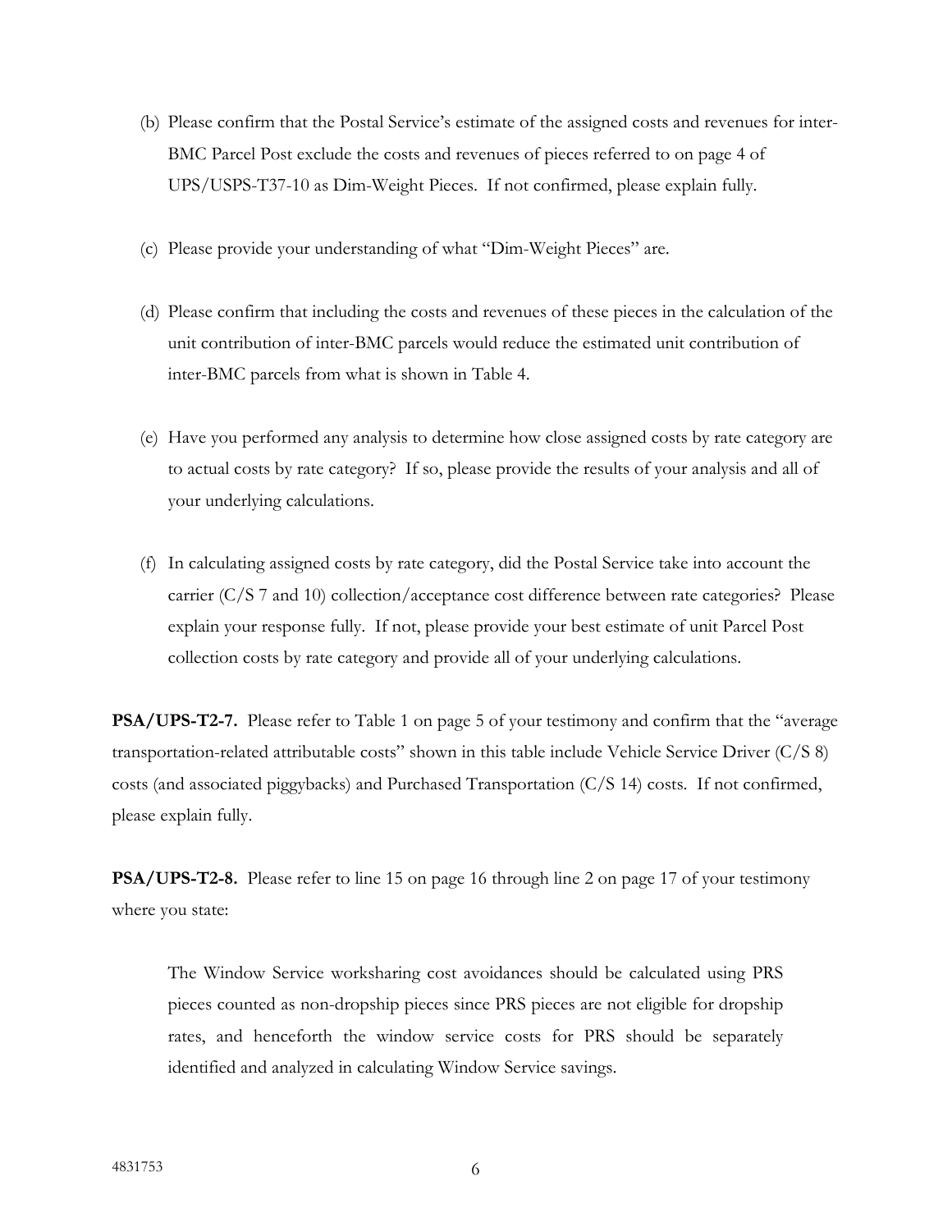(b) Please confirm that the Postal Service's estimate of the assigned costs and revenues for inter-BMC Parcel Post exclude the costs and revenues of pieces referred to on page 4 of UPS/USPS-T37-10 as Dim-Weight Pieces. If not confirmed, please explain fully.

(c) Please provide your understanding of what "Dim-Weight Pieces" are.

(d) Please confirm that including the costs and revenues of these pieces in the calculation of the unit contribution of inter-BMC parcels would reduce the estimated unit contribution of inter-BMC parcels from what is shown in Table 4.

(e) Have you performed any analysis to determine how close assigned costs by rate category are to actual costs by rate category? If so, please provide the results of your analysis and all of your underlying calculations.

(f) In calculating assigned costs by rate category, did the Postal Service take into account the carrier (C/S 7 and 10) collection/acceptance cost difference between rate categories? Please explain your response fully. If not, please provide your best estimate of unit Parcel Post collection costs by rate category and provide all of your underlying calculations.

**PSA/UPS-T2-7.** Please refer to Table 1 on page 5 of your testimony and confirm that the "average transportation-related attributable costs" shown in this table include Vehicle Service Driver (C/S 8) costs (and associated piggybacks) and Purchased Transportation (C/S 14) costs. If not confirmed, please explain fully.

**PSA/UPS-T2-8.** Please refer to line 15 on page 16 through line 2 on page 17 of your testimony where you state:

> The Window Service worksharing cost avoidances should be calculated using PRS pieces counted as non-dropship pieces since PRS pieces are not eligible for dropship rates, and henceforth the window service costs for PRS should be separately identified and analyzed in calculating Window Service savings.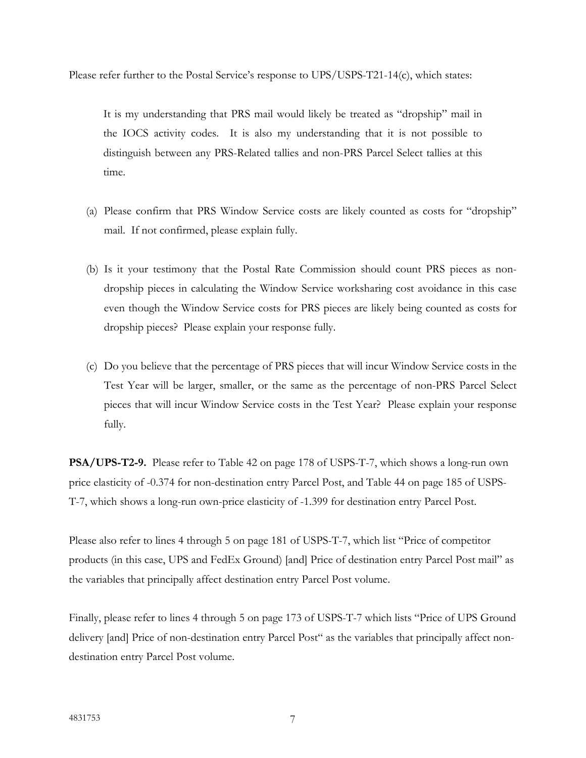Please refer further to the Postal Service's response to UPS/USPS-T21-14(c), which states:

> It is my understanding that PRS mail would likely be treated as "dropship" mail in the IOCS activity codes. It is also my understanding that it is not possible to distinguish between any PRS-Related tallies and non-PRS Parcel Select tallies at this time.

(a) Please confirm that PRS Window Service costs are likely counted as costs for "dropship" mail. If not confirmed, please explain fully.

(b) Is it your testimony that the Postal Rate Commission should count PRS pieces as non-dropship pieces in calculating the Window Service worksharing cost avoidance in this case even though the Window Service costs for PRS pieces are likely being counted as costs for dropship pieces? Please explain your response fully.

(c) Do you believe that the percentage of PRS pieces that will incur Window Service costs in the Test Year will be larger, smaller, or the same as the percentage of non-PRS Parcel Select pieces that will incur Window Service costs in the Test Year? Please explain your response fully.

**PSA/UPS-T2-9.** Please refer to Table 42 on page 178 of USPS-T-7, which shows a long-run own price elasticity of -0.374 for non-destination entry Parcel Post, and Table 44 on page 185 of USPS-T-7, which shows a long-run own-price elasticity of -1.399 for destination entry Parcel Post.

Please also refer to lines 4 through 5 on page 181 of USPS-T-7, which list "Price of competitor products (in this case, UPS and FedEx Ground) [and] Price of destination entry Parcel Post mail" as the variables that principally affect destination entry Parcel Post volume.

Finally, please refer to lines 4 through 5 on page 173 of USPS-T-7 which lists "Price of UPS Ground delivery [and] Price of non-destination entry Parcel Post" as the variables that principally affect non-destination entry Parcel Post volume.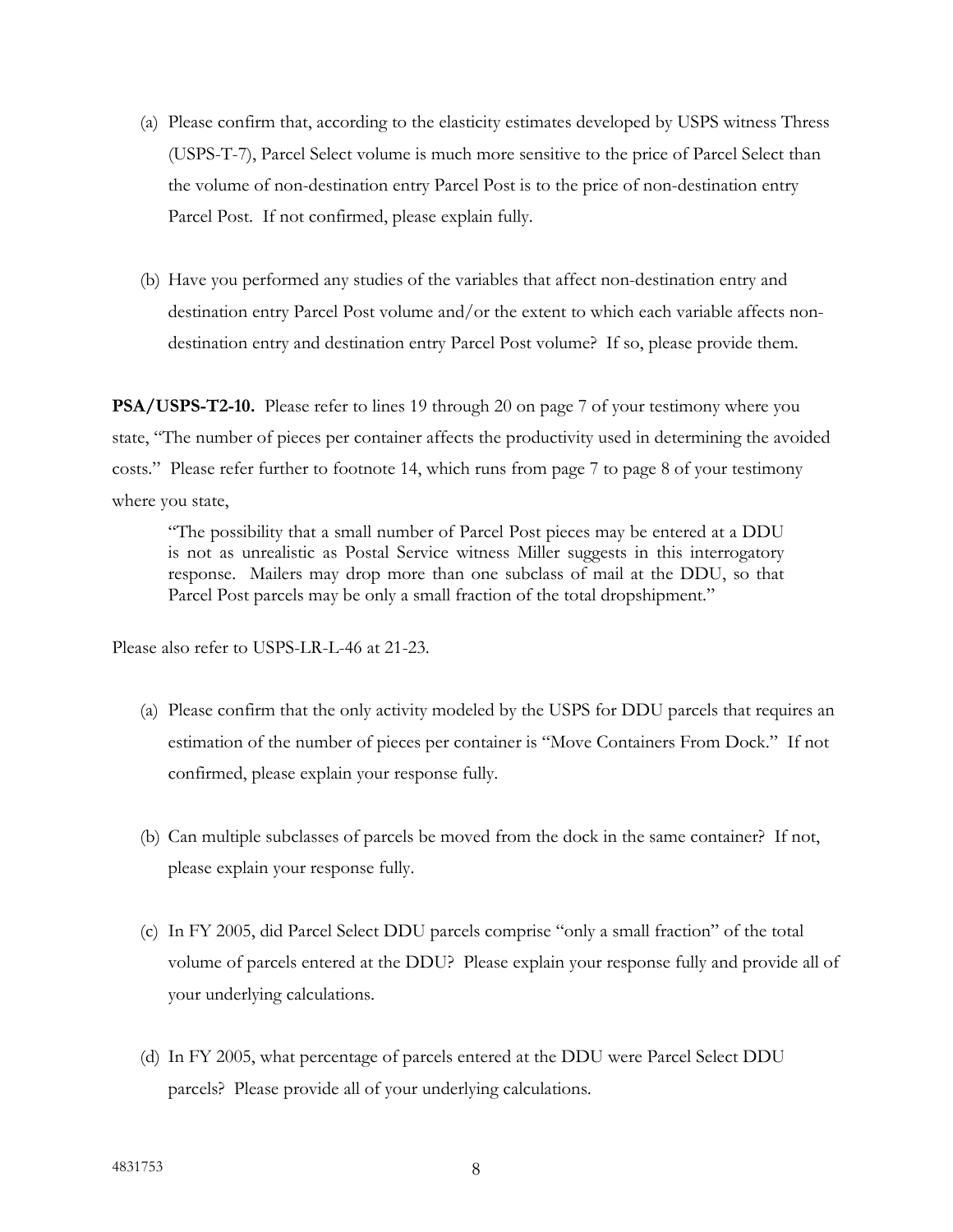(a) Please confirm that, according to the elasticity estimates developed by USPS witness Thress (USPS-T-7), Parcel Select volume is much more sensitive to the price of Parcel Select than the volume of non-destination entry Parcel Post is to the price of non-destination entry Parcel Post. If not confirmed, please explain fully.

(b) Have you performed any studies of the variables that affect non-destination entry and destination entry Parcel Post volume and/or the extent to which each variable affects non-destination entry and destination entry Parcel Post volume? If so, please provide them.

**PSA/USPS-T2-10.** Please refer to lines 19 through 20 on page 7 of your testimony where you state, "The number of pieces per container affects the productivity used in determining the avoided costs." Please refer further to footnote 14, which runs from page 7 to page 8 of your testimony where you state,

> "The possibility that a small number of Parcel Post pieces may be entered at a DDU is not as unrealistic as Postal Service witness Miller suggests in this interrogatory response. Mailers may drop more than one subclass of mail at the DDU, so that Parcel Post parcels may be only a small fraction of the total dropshipment."

Please also refer to USPS-LR-L-46 at 21-23.

(a) Please confirm that the only activity modeled by the USPS for DDU parcels that requires an estimation of the number of pieces per container is "Move Containers From Dock." If not confirmed, please explain your response fully.

(b) Can multiple subclasses of parcels be moved from the dock in the same container? If not, please explain your response fully.

(c) In FY 2005, did Parcel Select DDU parcels comprise "only a small fraction" of the total volume of parcels entered at the DDU? Please explain your response fully and provide all of your underlying calculations.

(d) In FY 2005, what percentage of parcels entered at the DDU were Parcel Select DDU parcels? Please provide all of your underlying calculations.

4831753